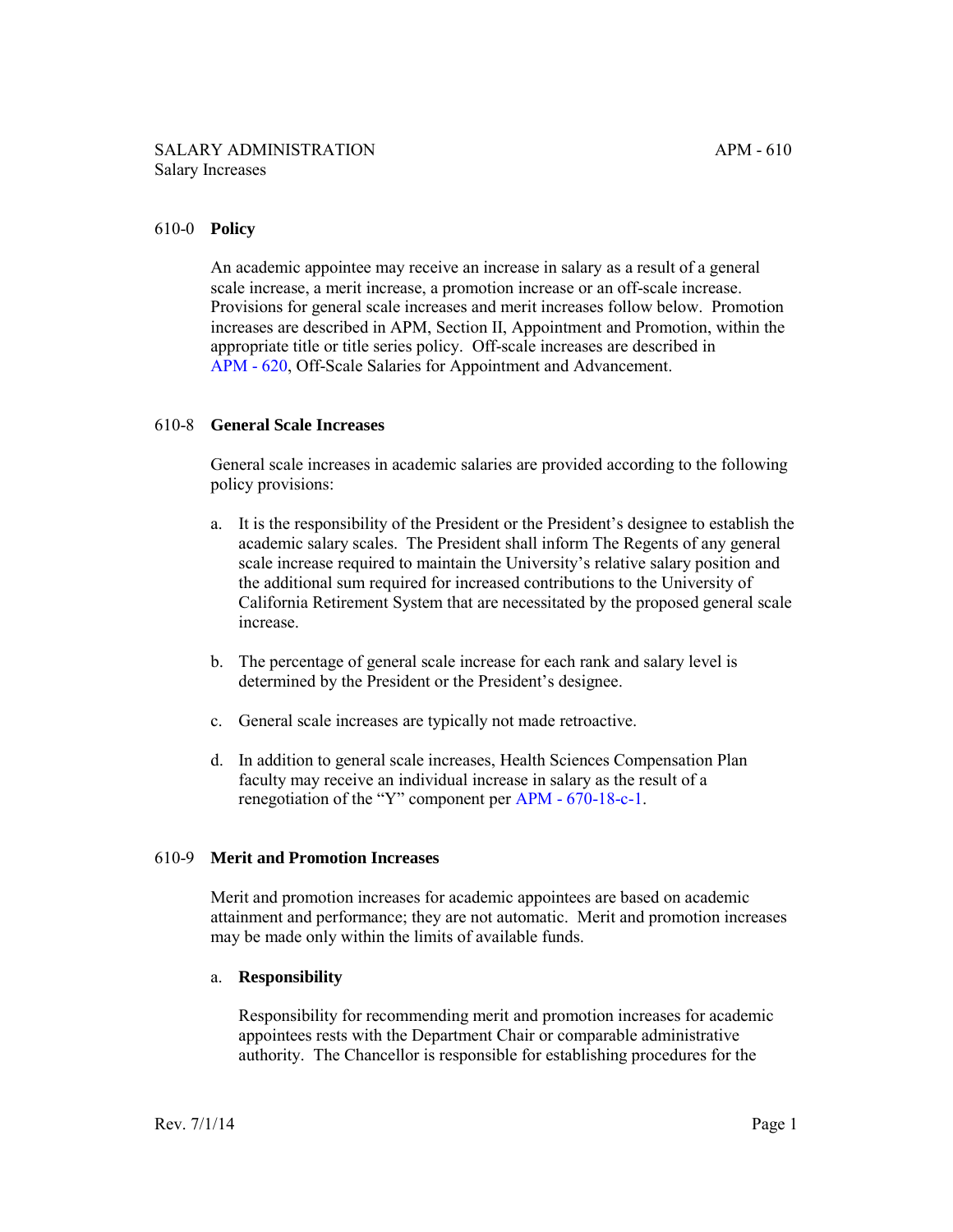SALARY ADMINISTRATION
Salary Increases

APM - 610

## 610-0 Policy

An academic appointee may receive an increase in salary as a result of a general scale increase, a merit increase, a promotion increase or an off-scale increase. Provisions for general scale increases and merit increases follow below. Promotion increases are described in APM, Section II, Appointment and Promotion, within the appropriate title or title series policy. Off-scale increases are described in APM - 620, Off-Scale Salaries for Appointment and Advancement.

## 610-8 General Scale Increases

General scale increases in academic salaries are provided according to the following policy provisions:

a. It is the responsibility of the President or the President's designee to establish the academic salary scales. The President shall inform The Regents of any general scale increase required to maintain the University's relative salary position and the additional sum required for increased contributions to the University of California Retirement System that are necessitated by the proposed general scale increase.

b. The percentage of general scale increase for each rank and salary level is determined by the President or the President's designee.

c. General scale increases are typically not made retroactive.

d. In addition to general scale increases, Health Sciences Compensation Plan faculty may receive an individual increase in salary as the result of a renegotiation of the "Y" component per APM - 670-18-c-1.

## 610-9 Merit and Promotion Increases

Merit and promotion increases for academic appointees are based on academic attainment and performance; they are not automatic. Merit and promotion increases may be made only within the limits of available funds.

a. **Responsibility**

Responsibility for recommending merit and promotion increases for academic appointees rests with the Department Chair or comparable administrative authority. The Chancellor is responsible for establishing procedures for the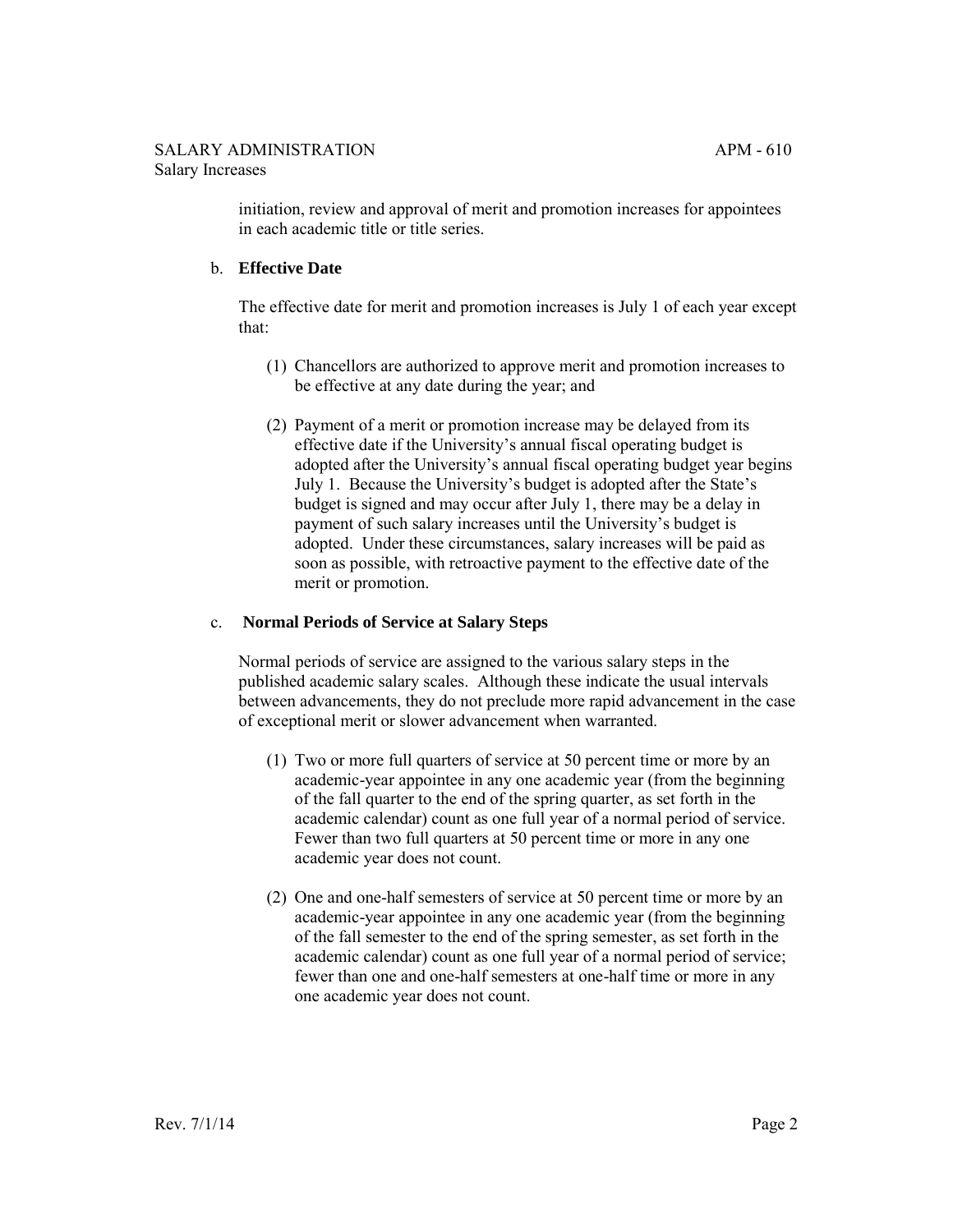initiation, review and approval of merit and promotion increases for appointees in each academic title or title series.

b. **Effective Date**

The effective date for merit and promotion increases is July 1 of each year except that:

(1) Chancellors are authorized to approve merit and promotion increases to be effective at any date during the year; and

(2) Payment of a merit or promotion increase may be delayed from its effective date if the University's annual fiscal operating budget is adopted after the University's annual fiscal operating budget year begins July 1. Because the University's budget is adopted after the State's budget is signed and may occur after July 1, there may be a delay in payment of such salary increases until the University's budget is adopted. Under these circumstances, salary increases will be paid as soon as possible, with retroactive payment to the effective date of the merit or promotion.

c. **Normal Periods of Service at Salary Steps**

Normal periods of service are assigned to the various salary steps in the published academic salary scales. Although these indicate the usual intervals between advancements, they do not preclude more rapid advancement in the case of exceptional merit or slower advancement when warranted.

(1) Two or more full quarters of service at 50 percent time or more by an academic-year appointee in any one academic year (from the beginning of the fall quarter to the end of the spring quarter, as set forth in the academic calendar) count as one full year of a normal period of service. Fewer than two full quarters at 50 percent time or more in any one academic year does not count.

(2) One and one-half semesters of service at 50 percent time or more by an academic-year appointee in any one academic year (from the beginning of the fall semester to the end of the spring semester, as set forth in the academic calendar) count as one full year of a normal period of service; fewer than one and one-half semesters at one-half time or more in any one academic year does not count.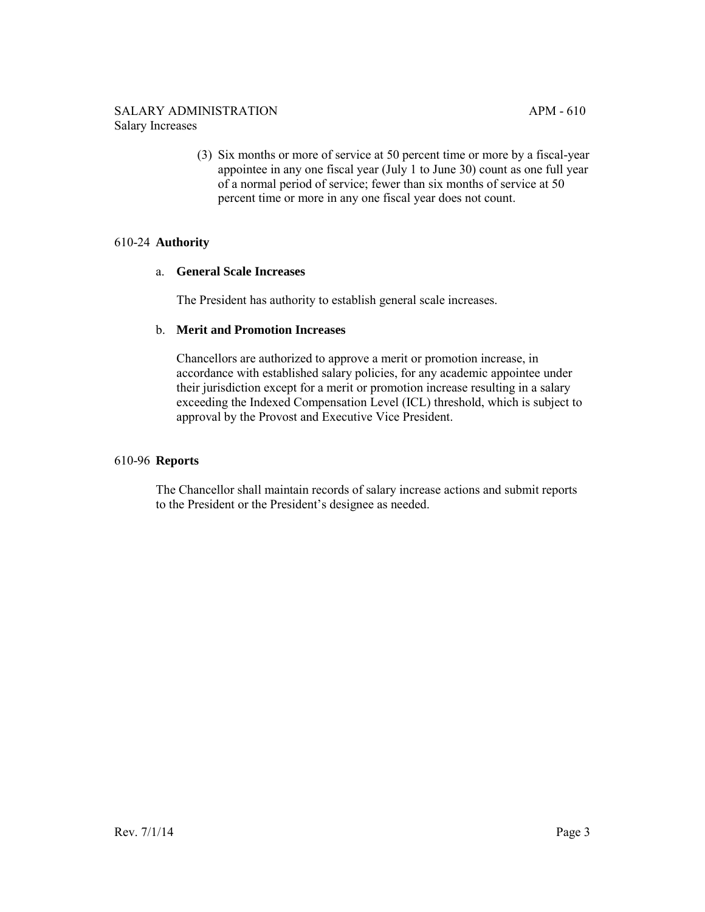(3) Six months or more of service at 50 percent time or more by a fiscal-year appointee in any one fiscal year (July 1 to June 30) count as one full year of a normal period of service; fewer than six months of service at 50 percent time or more in any one fiscal year does not count.

## 610-24 **Authority**

a. **General Scale Increases**

The President has authority to establish general scale increases.

b. **Merit and Promotion Increases**

Chancellors are authorized to approve a merit or promotion increase, in accordance with established salary policies, for any academic appointee under their jurisdiction except for a merit or promotion increase resulting in a salary exceeding the Indexed Compensation Level (ICL) threshold, which is subject to approval by the Provost and Executive Vice President.

## 610-96 **Reports**

The Chancellor shall maintain records of salary increase actions and submit reports to the President or the President's designee as needed.